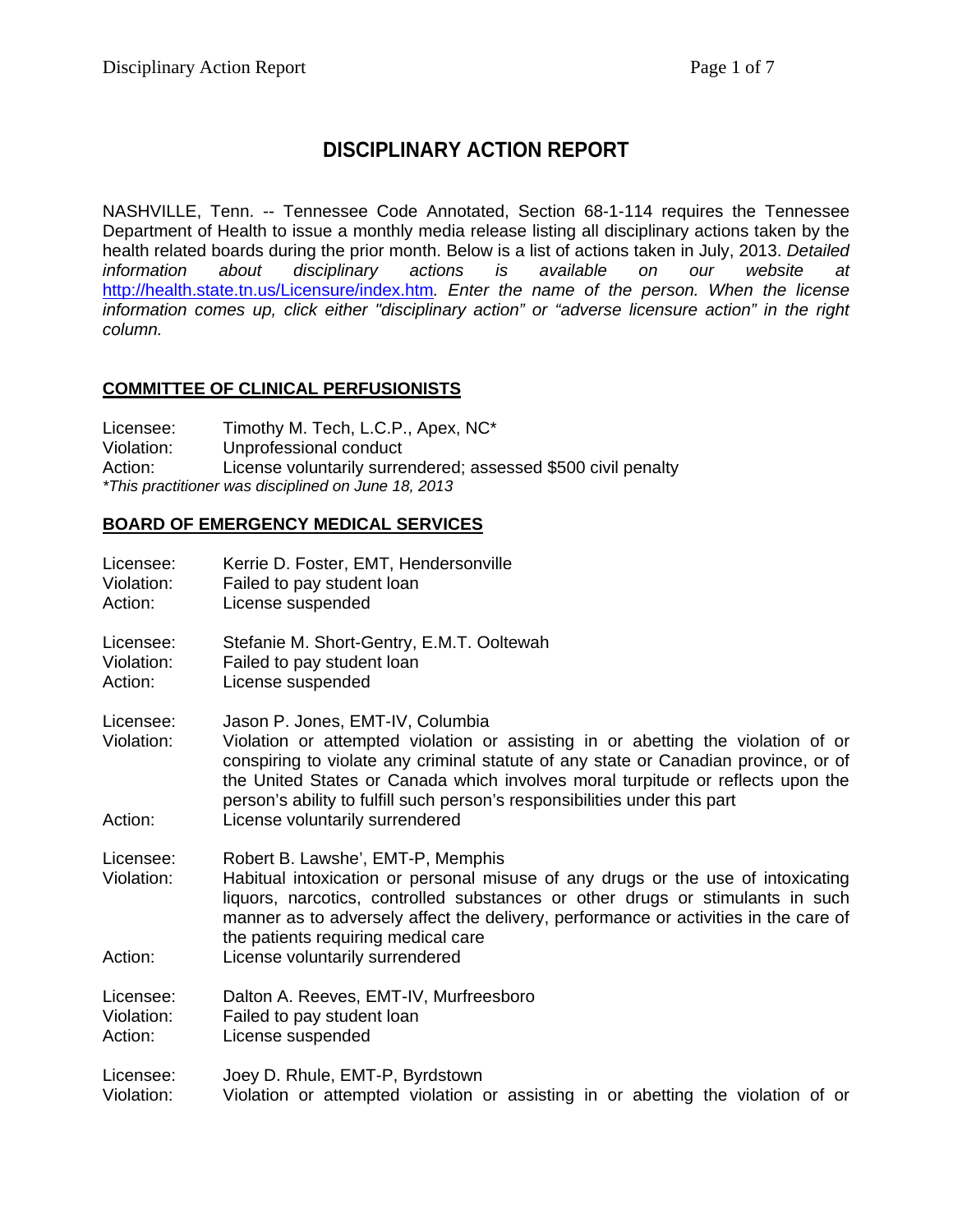# DISCIPLINARY ACTION REPORT

NASHVILLE, Tenn. -- Tennessee Code Annotated, Section 68-1-114 requires the Tennessee Department of Health to issue a monthly media release listing all disciplinary actions taken by the health related boards during the prior month. Below is a list of actions taken in July, 2013. *Detailed information about disciplinary actions is available on our website at* http://health.state.tn.us/Licensure/index.htm*. Enter the name of the person. When the license information comes up, click either "disciplinary action" or "adverse licensure action" in the right column.*

## COMMITTEE OF CLINICAL PERFUSIONISTS

Licensee: Timothy M. Tech, L.C.P., Apex, NC*
Violation: Unprofessional conduct
Action: License voluntarily surrendered; assessed $500 civil penalty
*\*This practitioner was disciplined on June 18, 2013*

## BOARD OF EMERGENCY MEDICAL SERVICES

Licensee: Kerrie D. Foster, EMT, Hendersonville
Violation: Failed to pay student loan
Action: License suspended

Licensee: Stefanie M. Short-Gentry, E.M.T. Ooltewah
Violation: Failed to pay student loan
Action: License suspended

Licensee: Jason P. Jones, EMT-IV, Columbia
Violation: Violation or attempted violation or assisting in or abetting the violation of or conspiring to violate any criminal statute of any state or Canadian province, or of the United States or Canada which involves moral turpitude or reflects upon the person's ability to fulfill such person's responsibilities under this part
Action: License voluntarily surrendered

Licensee: Robert B. Lawshe', EMT-P, Memphis
Violation: Habitual intoxication or personal misuse of any drugs or the use of intoxicating liquors, narcotics, controlled substances or other drugs or stimulants in such manner as to adversely affect the delivery, performance or activities in the care of the patients requiring medical care
Action: License voluntarily surrendered

Licensee: Dalton A. Reeves, EMT-IV, Murfreesboro
Violation: Failed to pay student loan
Action: License suspended

Licensee: Joey D. Rhule, EMT-P, Byrdstown
Violation: Violation or attempted violation or assisting in or abetting the violation of or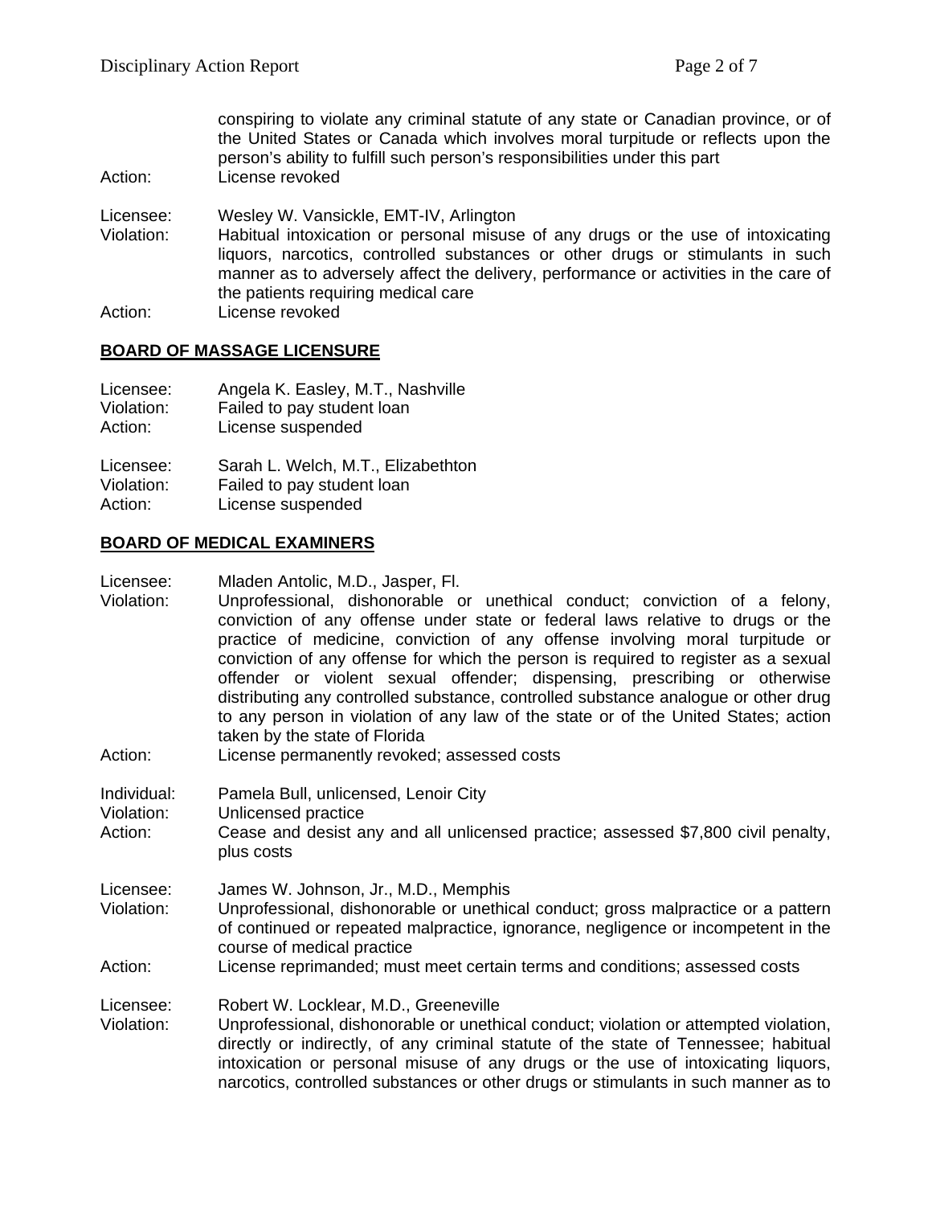conspiring to violate any criminal statute of any state or Canadian province, or of the United States or Canada which involves moral turpitude or reflects upon the person's ability to fulfill such person's responsibilities under this part

Action: License revoked

Licensee: Wesley W. Vansickle, EMT-IV, Arlington
Violation: Habitual intoxication or personal misuse of any drugs or the use of intoxicating liquors, narcotics, controlled substances or other drugs or stimulants in such manner as to adversely affect the delivery, performance or activities in the care of the patients requiring medical care
Action: License revoked

## BOARD OF MASSAGE LICENSURE

Licensee: Angela K. Easley, M.T., Nashville
Violation: Failed to pay student loan
Action: License suspended

Licensee: Sarah L. Welch, M.T., Elizabethton
Violation: Failed to pay student loan
Action: License suspended

## BOARD OF MEDICAL EXAMINERS

Licensee: Mladen Antolic, M.D., Jasper, Fl.
Violation: Unprofessional, dishonorable or unethical conduct; conviction of a felony, conviction of any offense under state or federal laws relative to drugs or the practice of medicine, conviction of any offense involving moral turpitude or conviction of any offense for which the person is required to register as a sexual offender or violent sexual offender; dispensing, prescribing or otherwise distributing any controlled substance, controlled substance analogue or other drug to any person in violation of any law of the state or of the United States; action taken by the state of Florida
Action: License permanently revoked; assessed costs

Individual: Pamela Bull, unlicensed, Lenoir City
Violation: Unlicensed practice
Action: Cease and desist any and all unlicensed practice; assessed $7,800 civil penalty, plus costs

Licensee: James W. Johnson, Jr., M.D., Memphis
Violation: Unprofessional, dishonorable or unethical conduct; gross malpractice or a pattern of continued or repeated malpractice, ignorance, negligence or incompetent in the course of medical practice
Action: License reprimanded; must meet certain terms and conditions; assessed costs

Licensee: Robert W. Locklear, M.D., Greeneville
Violation: Unprofessional, dishonorable or unethical conduct; violation or attempted violation, directly or indirectly, of any criminal statute of the state of Tennessee; habitual intoxication or personal misuse of any drugs or the use of intoxicating liquors, narcotics, controlled substances or other drugs or stimulants in such manner as to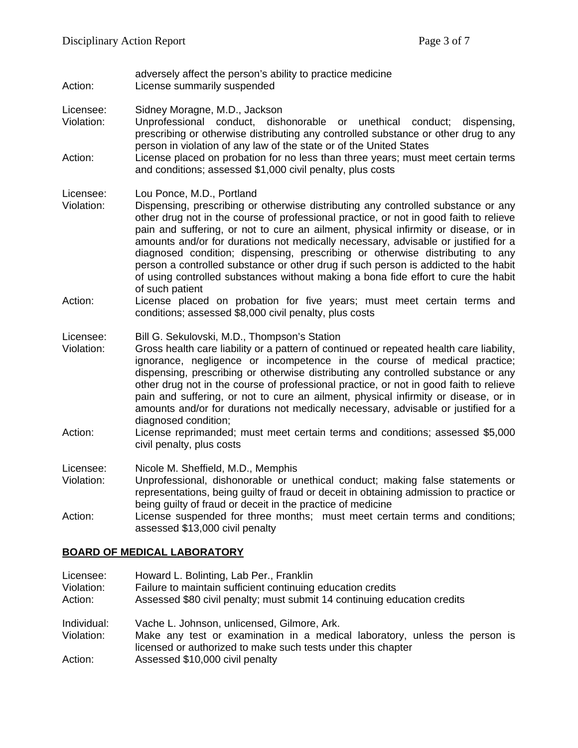adversely affect the person's ability to practice medicine

Action: License summarily suspended

Licensee: Sidney Moragne, M.D., Jackson
Violation: Unprofessional conduct, dishonorable or unethical conduct; dispensing, prescribing or otherwise distributing any controlled substance or other drug to any person in violation of any law of the state or of the United States
Action: License placed on probation for no less than three years; must meet certain terms and conditions; assessed $1,000 civil penalty, plus costs

Licensee: Lou Ponce, M.D., Portland
Violation: Dispensing, prescribing or otherwise distributing any controlled substance or any other drug not in the course of professional practice, or not in good faith to relieve pain and suffering, or not to cure an ailment, physical infirmity or disease, or in amounts and/or for durations not medically necessary, advisable or justified for a diagnosed condition; dispensing, prescribing or otherwise distributing to any person a controlled substance or other drug if such person is addicted to the habit of using controlled substances without making a bona fide effort to cure the habit of such patient
Action: License placed on probation for five years; must meet certain terms and conditions; assessed $8,000 civil penalty, plus costs

Licensee: Bill G. Sekulovski, M.D., Thompson's Station
Violation: Gross health care liability or a pattern of continued or repeated health care liability, ignorance, negligence or incompetence in the course of medical practice; dispensing, prescribing or otherwise distributing any controlled substance or any other drug not in the course of professional practice, or not in good faith to relieve pain and suffering, or not to cure an ailment, physical infirmity or disease, or in amounts and/or for durations not medically necessary, advisable or justified for a diagnosed condition;
Action: License reprimanded; must meet certain terms and conditions; assessed $5,000 civil penalty, plus costs

Licensee: Nicole M. Sheffield, M.D., Memphis
Violation: Unprofessional, dishonorable or unethical conduct; making false statements or representations, being guilty of fraud or deceit in obtaining admission to practice or being guilty of fraud or deceit in the practice of medicine
Action: License suspended for three months; must meet certain terms and conditions; assessed $13,000 civil penalty

## **BOARD OF MEDICAL LABORATORY**

Licensee: Howard L. Bolinting, Lab Per., Franklin
Violation: Failure to maintain sufficient continuing education credits
Action: Assessed $80 civil penalty; must submit 14 continuing education credits

Individual: Vache L. Johnson, unlicensed, Gilmore, Ark.
Violation: Make any test or examination in a medical laboratory, unless the person is licensed or authorized to make such tests under this chapter
Action: Assessed $10,000 civil penalty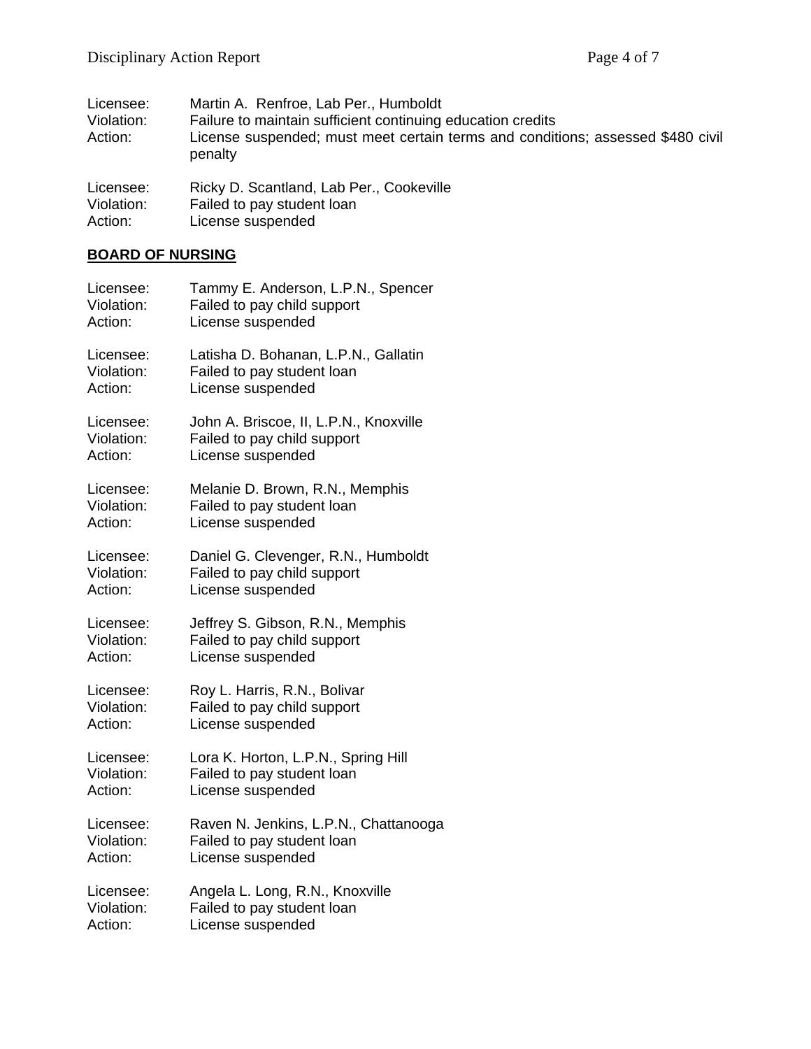Licensee: Martin A. Renfroe, Lab Per., Humboldt
Violation: Failure to maintain sufficient continuing education credits
Action: License suspended; must meet certain terms and conditions; assessed $480 civil penalty

Licensee: Ricky D. Scantland, Lab Per., Cookeville
Violation: Failed to pay student loan
Action: License suspended

**BOARD OF NURSING**

Licensee: Tammy E. Anderson, L.P.N., Spencer
Violation: Failed to pay child support
Action: License suspended

Licensee: Latisha D. Bohanan, L.P.N., Gallatin
Violation: Failed to pay student loan
Action: License suspended

Licensee: John A. Briscoe, II, L.P.N., Knoxville
Violation: Failed to pay child support
Action: License suspended

Licensee: Melanie D. Brown, R.N., Memphis
Violation: Failed to pay student loan
Action: License suspended

Licensee: Daniel G. Clevenger, R.N., Humboldt
Violation: Failed to pay child support
Action: License suspended

Licensee: Jeffrey S. Gibson, R.N., Memphis
Violation: Failed to pay child support
Action: License suspended

Licensee: Roy L. Harris, R.N., Bolivar
Violation: Failed to pay child support
Action: License suspended

Licensee: Lora K. Horton, L.P.N., Spring Hill
Violation: Failed to pay student loan
Action: License suspended

Licensee: Raven N. Jenkins, L.P.N., Chattanooga
Violation: Failed to pay student loan
Action: License suspended

Licensee: Angela L. Long, R.N., Knoxville
Violation: Failed to pay student loan
Action: License suspended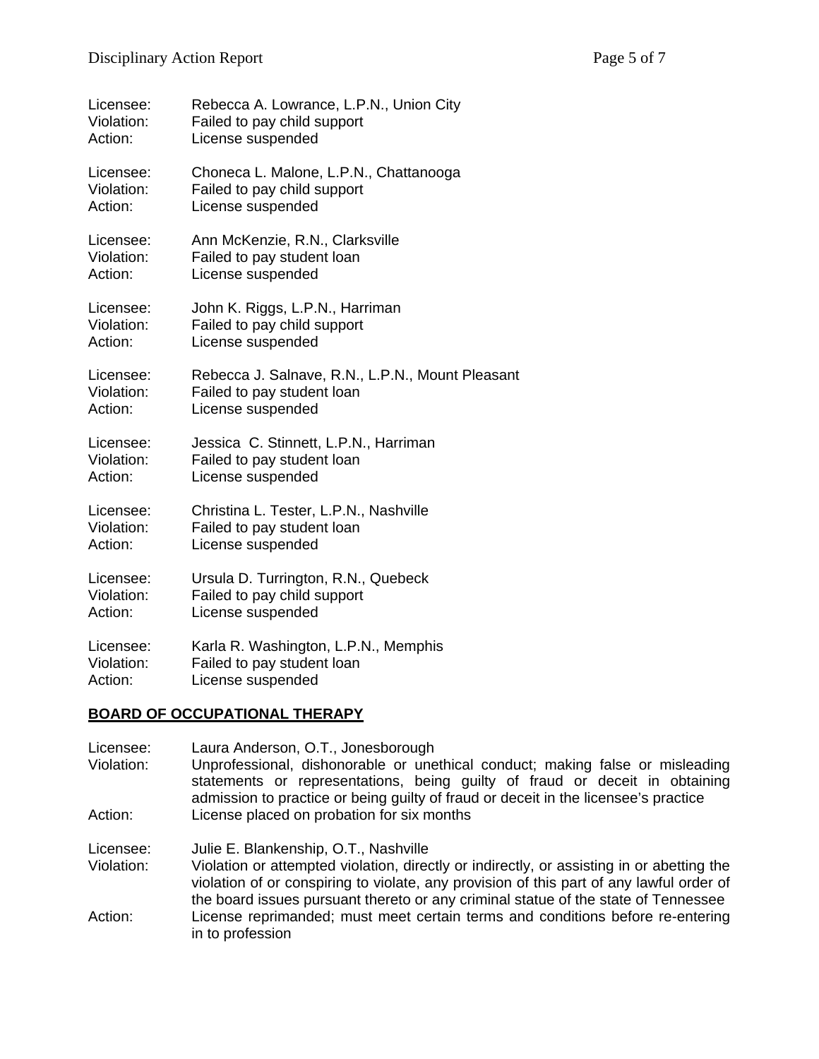Licensee: Rebecca A. Lowrance, L.P.N., Union City
Violation: Failed to pay child support
Action: License suspended

Licensee: Choneca L. Malone, L.P.N., Chattanooga
Violation: Failed to pay child support
Action: License suspended

Licensee: Ann McKenzie, R.N., Clarksville
Violation: Failed to pay student loan
Action: License suspended

Licensee: John K. Riggs, L.P.N., Harriman
Violation: Failed to pay child support
Action: License suspended

Licensee: Rebecca J. Salnave, R.N., L.P.N., Mount Pleasant
Violation: Failed to pay student loan
Action: License suspended

Licensee: Jessica C. Stinnett, L.P.N., Harriman
Violation: Failed to pay student loan
Action: License suspended

Licensee: Christina L. Tester, L.P.N., Nashville
Violation: Failed to pay student loan
Action: License suspended

Licensee: Ursula D. Turrington, R.N., Quebeck
Violation: Failed to pay child support
Action: License suspended

Licensee: Karla R. Washington, L.P.N., Memphis
Violation: Failed to pay student loan
Action: License suspended

**BOARD OF OCCUPATIONAL THERAPY**

Licensee: Laura Anderson, O.T., Jonesborough
Violation: Unprofessional, dishonorable or unethical conduct; making false or misleading statements or representations, being guilty of fraud or deceit in obtaining admission to practice or being guilty of fraud or deceit in the licensee's practice
Action: License placed on probation for six months

Licensee: Julie E. Blankenship, O.T., Nashville
Violation: Violation or attempted violation, directly or indirectly, or assisting in or abetting the violation of or conspiring to violate, any provision of this part of any lawful order of the board issues pursuant thereto or any criminal statue of the state of Tennessee
Action: License reprimanded; must meet certain terms and conditions before re-entering in to profession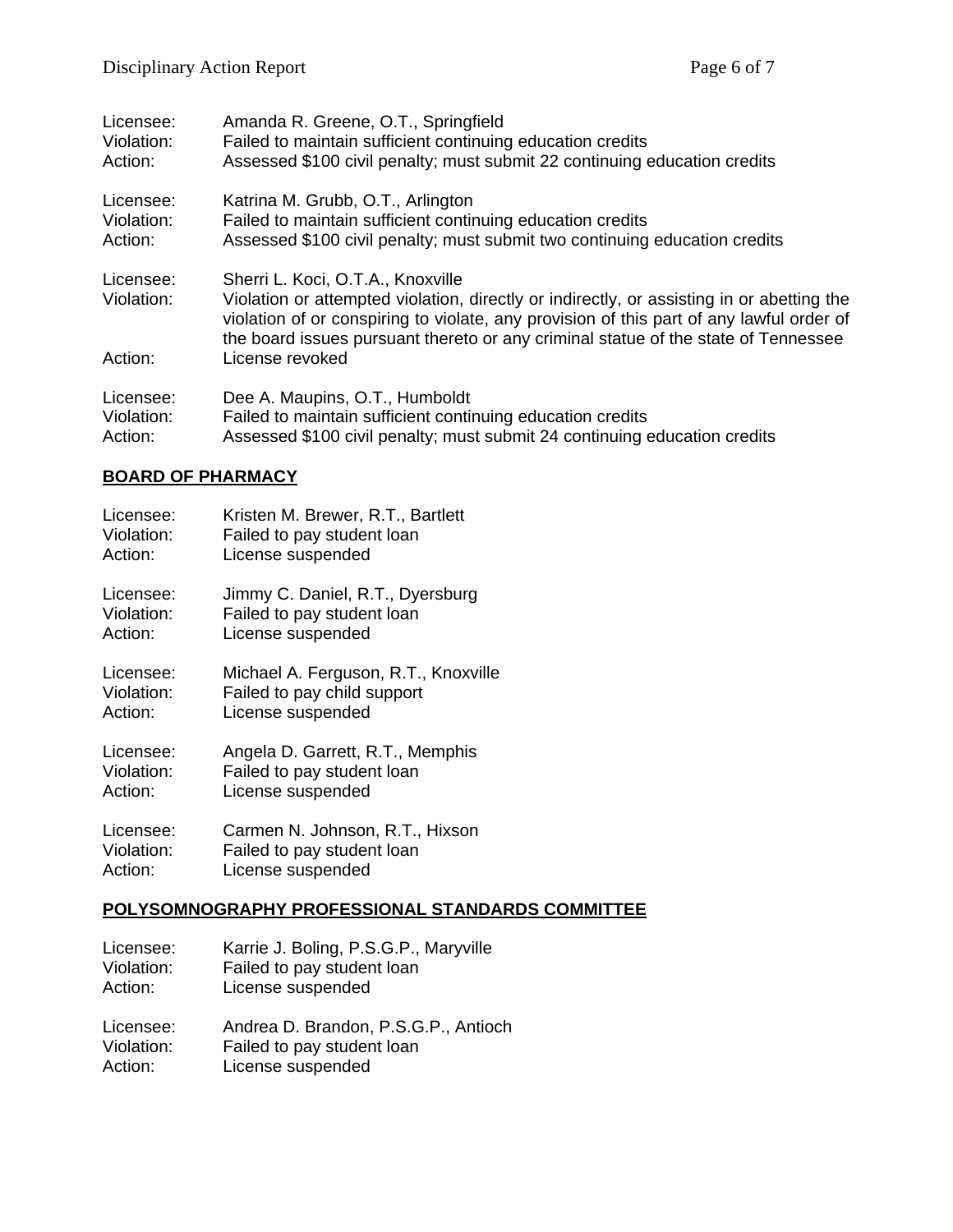Licensee: Amanda R. Greene, O.T., Springfield
Violation: Failed to maintain sufficient continuing education credits
Action: Assessed $100 civil penalty; must submit 22 continuing education credits

Licensee: Katrina M. Grubb, O.T., Arlington
Violation: Failed to maintain sufficient continuing education credits
Action: Assessed $100 civil penalty; must submit two continuing education credits

Licensee: Sherri L. Koci, O.T.A., Knoxville
Violation: Violation or attempted violation, directly or indirectly, or assisting in or abetting the violation of or conspiring to violate, any provision of this part of any lawful order of the board issues pursuant thereto or any criminal statue of the state of Tennessee
Action: License revoked

Licensee: Dee A. Maupins, O.T., Humboldt
Violation: Failed to maintain sufficient continuing education credits
Action: Assessed $100 civil penalty; must submit 24 continuing education credits

## BOARD OF PHARMACY

Licensee: Kristen M. Brewer, R.T., Bartlett
Violation: Failed to pay student loan
Action: License suspended

Licensee: Jimmy C. Daniel, R.T., Dyersburg
Violation: Failed to pay student loan
Action: License suspended

Licensee: Michael A. Ferguson, R.T., Knoxville
Violation: Failed to pay child support
Action: License suspended

Licensee: Angela D. Garrett, R.T., Memphis
Violation: Failed to pay student loan
Action: License suspended

Licensee: Carmen N. Johnson, R.T., Hixson
Violation: Failed to pay student loan
Action: License suspended

## POLYSOMNOGRAPHY PROFESSIONAL STANDARDS COMMITTEE

Licensee: Karrie J. Boling, P.S.G.P., Maryville
Violation: Failed to pay student loan
Action: License suspended

Licensee: Andrea D. Brandon, P.S.G.P., Antioch
Violation: Failed to pay student loan
Action: License suspended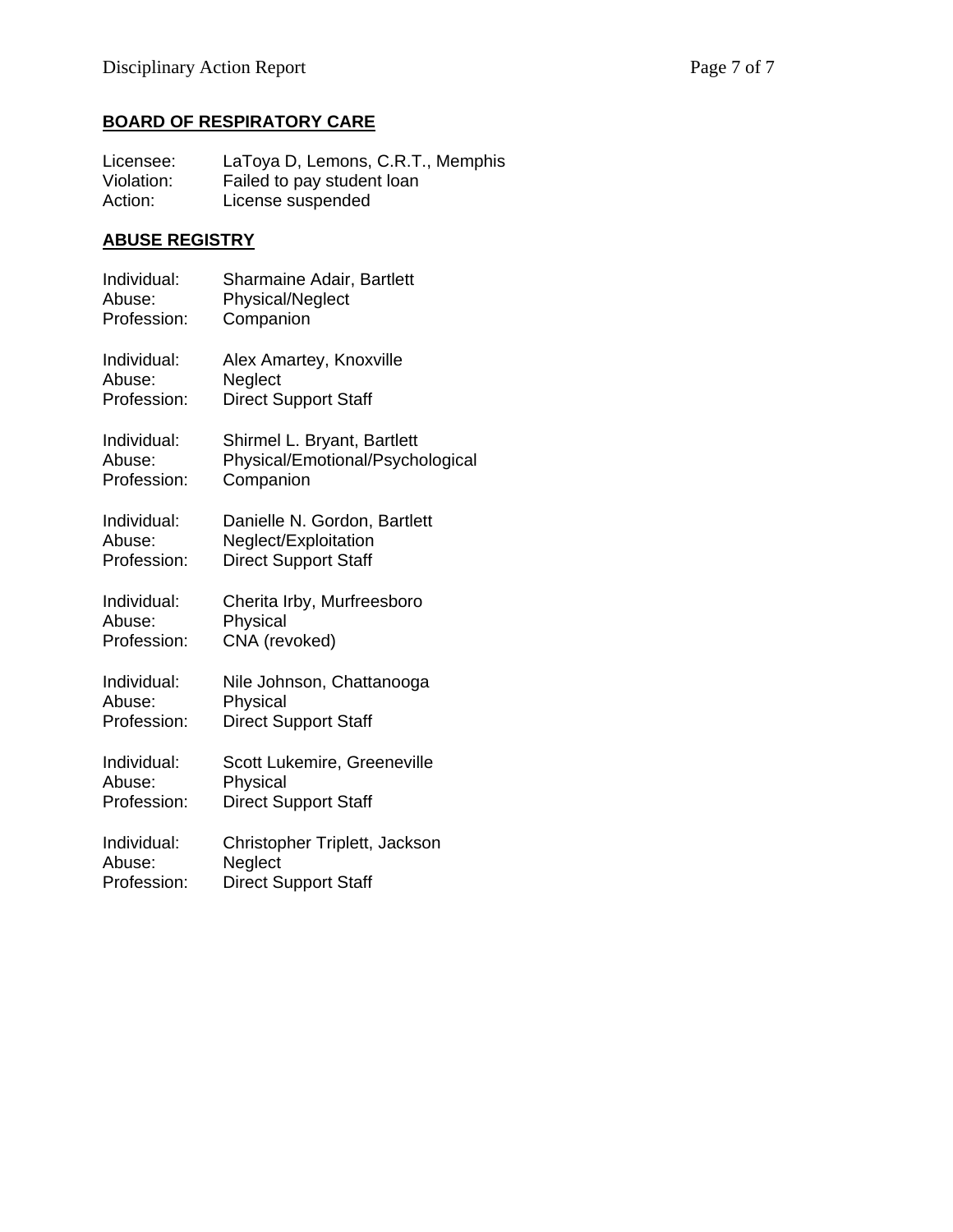## BOARD OF RESPIRATORY CARE

Licensee: LaToya D, Lemons, C.R.T., Memphis
Violation: Failed to pay student loan
Action: License suspended

## ABUSE REGISTRY

Individual: Sharmaine Adair, Bartlett
Abuse: Physical/Neglect
Profession: Companion

Individual: Alex Amartey, Knoxville
Abuse: Neglect
Profession: Direct Support Staff

Individual: Shirmel L. Bryant, Bartlett
Abuse: Physical/Emotional/Psychological
Profession: Companion

Individual: Danielle N. Gordon, Bartlett
Abuse: Neglect/Exploitation
Profession: Direct Support Staff

Individual: Cherita Irby, Murfreesboro
Abuse: Physical
Profession: CNA (revoked)

Individual: Nile Johnson, Chattanooga
Abuse: Physical
Profession: Direct Support Staff

Individual: Scott Lukemire, Greeneville
Abuse: Physical
Profession: Direct Support Staff

Individual: Christopher Triplett, Jackson
Abuse: Neglect
Profession: Direct Support Staff